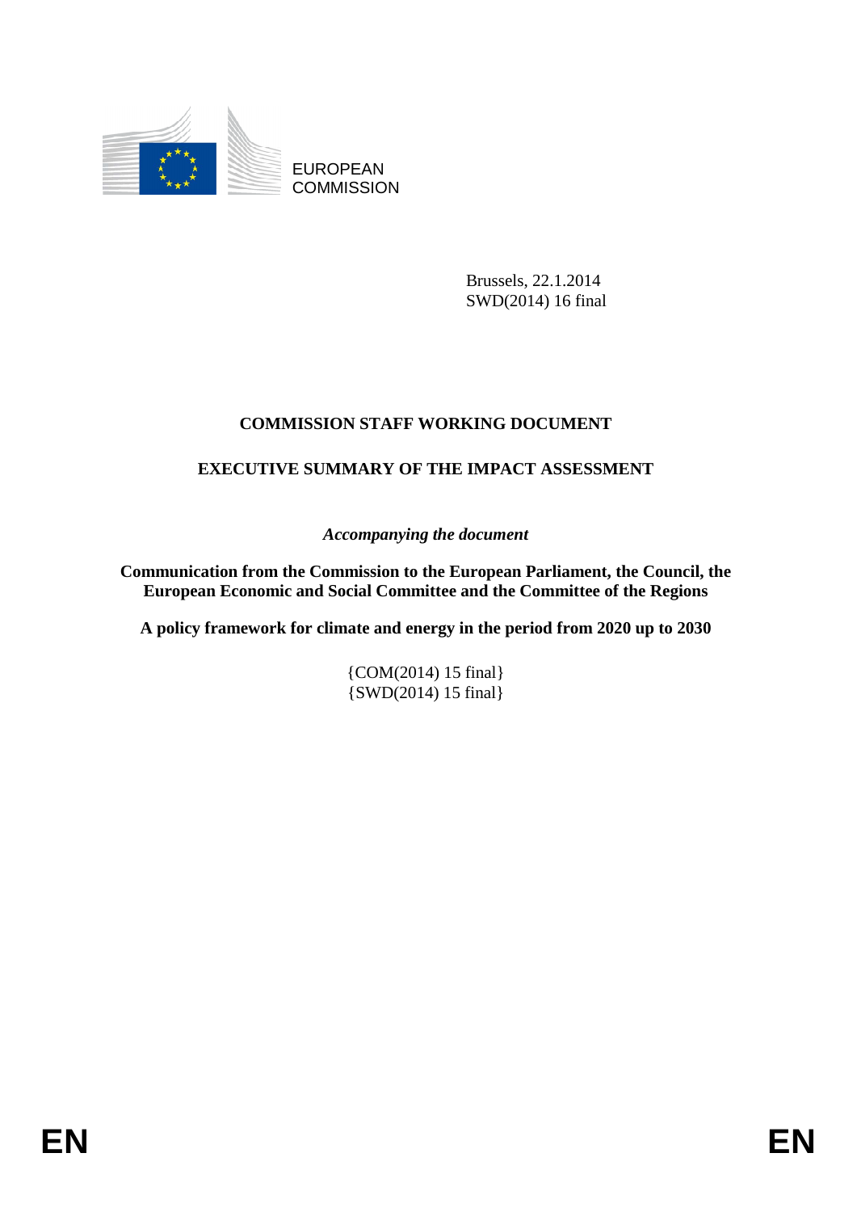EUROPEAN
COMMISSION

Brussels, 22.1.2014
SWD(2014) 16 final

**COMMISSION STAFF WORKING DOCUMENT**

**EXECUTIVE SUMMARY OF THE IMPACT ASSESSMENT**

*Accompanying the document*

**Communication from the Commission to the European Parliament, the Council, the European Economic and Social Committee and the Committee of the Regions**

**A policy framework for climate and energy in the period from 2020 up to 2030**

{COM(2014) 15 final}
{SWD(2014) 15 final}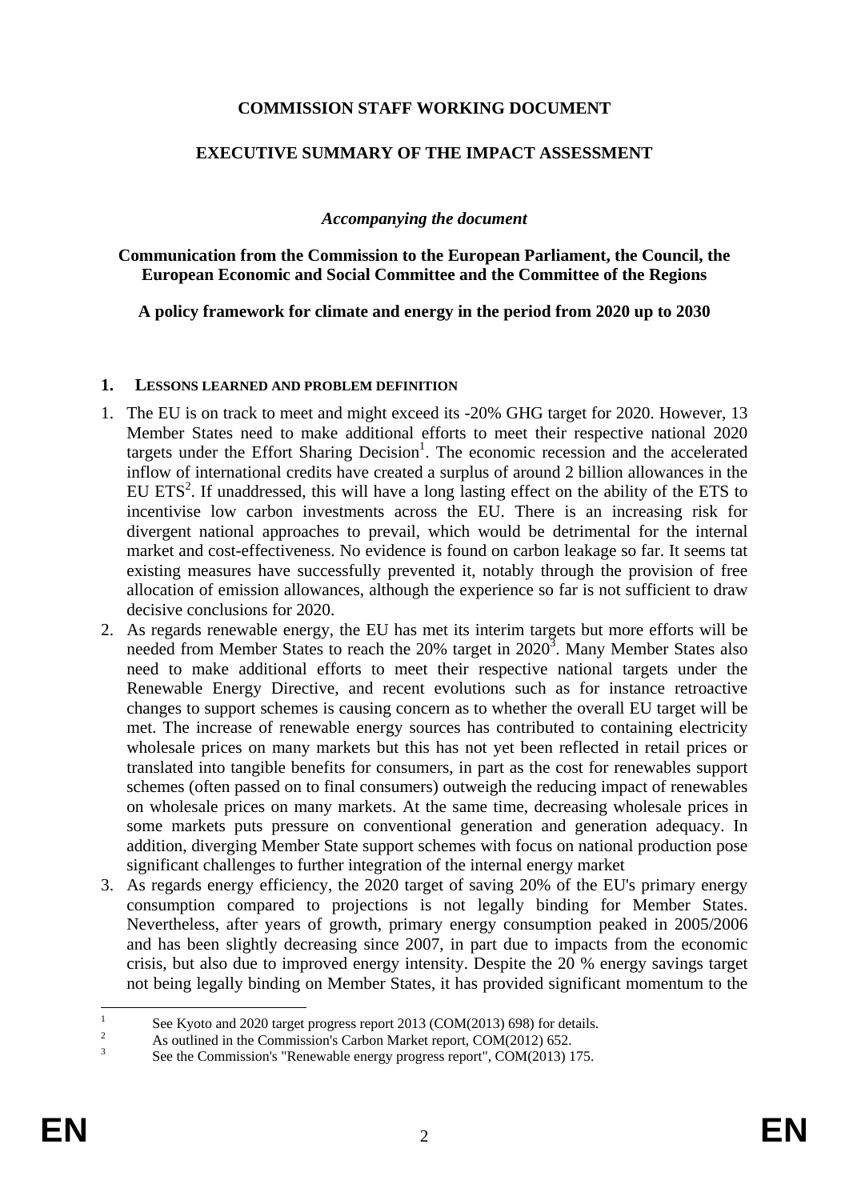**COMMISSION STAFF WORKING DOCUMENT**

**EXECUTIVE SUMMARY OF THE IMPACT ASSESSMENT**

*Accompanying the document*

**Communication from the Commission to the European Parliament, the Council, the European Economic and Social Committee and the Committee of the Regions**

**A policy framework for climate and energy in the period from 2020 up to 2030**

## 1. LESSONS LEARNED AND PROBLEM DEFINITION

1. The EU is on track to meet and might exceed its -20% GHG target for 2020. However, 13 Member States need to make additional efforts to meet their respective national 2020 targets under the Effort Sharing Decision[1]. The economic recession and the accelerated inflow of international credits have created a surplus of around 2 billion allowances in the EU ETS[2]. If unaddressed, this will have a long lasting effect on the ability of the ETS to incentivise low carbon investments across the EU. There is an increasing risk for divergent national approaches to prevail, which would be detrimental for the internal market and cost-effectiveness. No evidence is found on carbon leakage so far. It seems tat existing measures have successfully prevented it, notably through the provision of free allocation of emission allowances, although the experience so far is not sufficient to draw decisive conclusions for 2020.
2. As regards renewable energy, the EU has met its interim targets but more efforts will be needed from Member States to reach the 20% target in 2020[3]. Many Member States also need to make additional efforts to meet their respective national targets under the Renewable Energy Directive, and recent evolutions such as for instance retroactive changes to support schemes is causing concern as to whether the overall EU target will be met. The increase of renewable energy sources has contributed to containing electricity wholesale prices on many markets but this has not yet been reflected in retail prices or translated into tangible benefits for consumers, in part as the cost for renewables support schemes (often passed on to final consumers) outweigh the reducing impact of renewables on wholesale prices on many markets. At the same time, decreasing wholesale prices in some markets puts pressure on conventional generation and generation adequacy. In addition, diverging Member State support schemes with focus on national production pose significant challenges to further integration of the internal energy market
3. As regards energy efficiency, the 2020 target of saving 20% of the EU's primary energy consumption compared to projections is not legally binding for Member States. Nevertheless, after years of growth, primary energy consumption peaked in 2005/2006 and has been slightly decreasing since 2007, in part due to impacts from the economic crisis, but also due to improved energy intensity. Despite the 20 % energy savings target not being legally binding on Member States, it has provided significant momentum to the

---

[1] See Kyoto and 2020 target progress report 2013 (COM(2013) 698) for details.

[2] As outlined in the Commission's Carbon Market report, COM(2012) 652.

[3] See the Commission's "Renewable energy progress report", COM(2013) 175.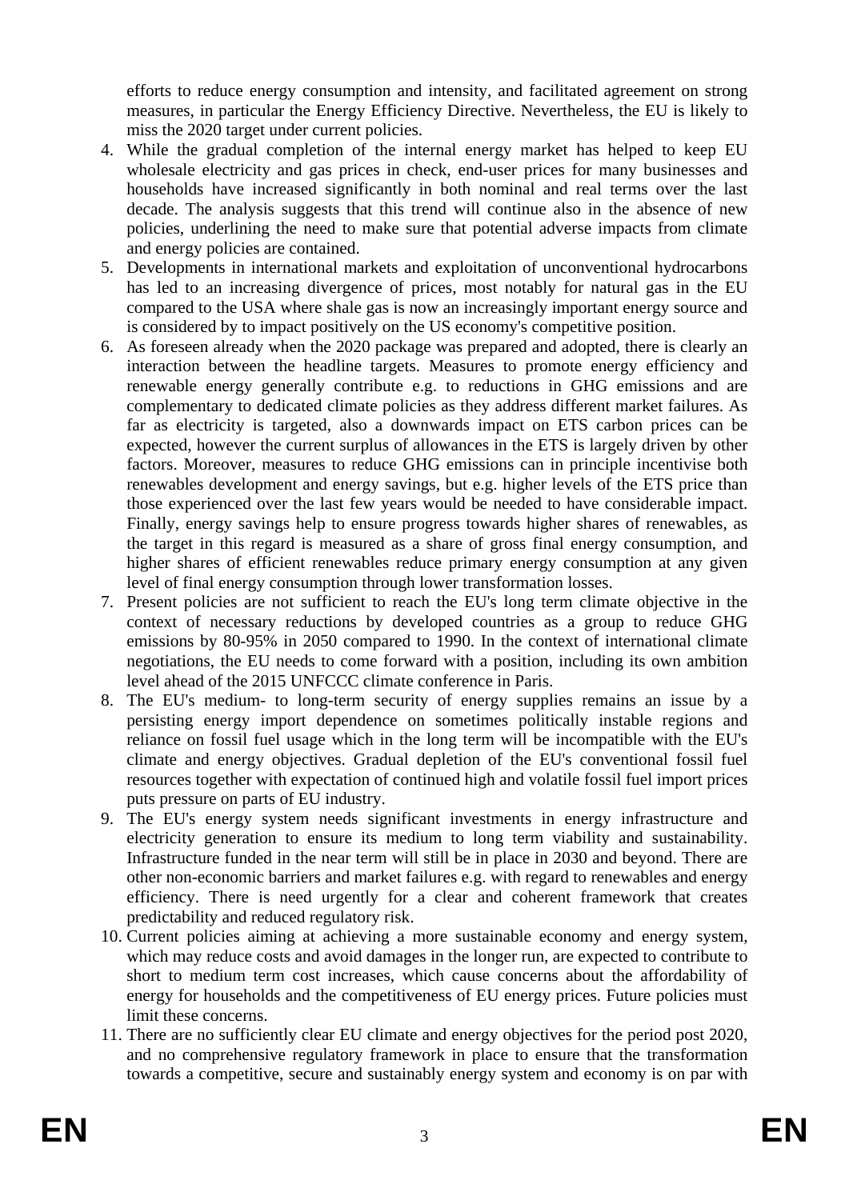efforts to reduce energy consumption and intensity, and facilitated agreement on strong measures, in particular the Energy Efficiency Directive. Nevertheless, the EU is likely to miss the 2020 target under current policies.

4. While the gradual completion of the internal energy market has helped to keep EU wholesale electricity and gas prices in check, end-user prices for many businesses and households have increased significantly in both nominal and real terms over the last decade. The analysis suggests that this trend will continue also in the absence of new policies, underlining the need to make sure that potential adverse impacts from climate and energy policies are contained.
5. Developments in international markets and exploitation of unconventional hydrocarbons has led to an increasing divergence of prices, most notably for natural gas in the EU compared to the USA where shale gas is now an increasingly important energy source and is considered by to impact positively on the US economy's competitive position.
6. As foreseen already when the 2020 package was prepared and adopted, there is clearly an interaction between the headline targets. Measures to promote energy efficiency and renewable energy generally contribute e.g. to reductions in GHG emissions and are complementary to dedicated climate policies as they address different market failures. As far as electricity is targeted, also a downwards impact on ETS carbon prices can be expected, however the current surplus of allowances in the ETS is largely driven by other factors. Moreover, measures to reduce GHG emissions can in principle incentivise both renewables development and energy savings, but e.g. higher levels of the ETS price than those experienced over the last few years would be needed to have considerable impact. Finally, energy savings help to ensure progress towards higher shares of renewables, as the target in this regard is measured as a share of gross final energy consumption, and higher shares of efficient renewables reduce primary energy consumption at any given level of final energy consumption through lower transformation losses.
7. Present policies are not sufficient to reach the EU's long term climate objective in the context of necessary reductions by developed countries as a group to reduce GHG emissions by 80-95% in 2050 compared to 1990. In the context of international climate negotiations, the EU needs to come forward with a position, including its own ambition level ahead of the 2015 UNFCCC climate conference in Paris.
8. The EU's medium- to long-term security of energy supplies remains an issue by a persisting energy import dependence on sometimes politically instable regions and reliance on fossil fuel usage which in the long term will be incompatible with the EU's climate and energy objectives. Gradual depletion of the EU's conventional fossil fuel resources together with expectation of continued high and volatile fossil fuel import prices puts pressure on parts of EU industry.
9. The EU's energy system needs significant investments in energy infrastructure and electricity generation to ensure its medium to long term viability and sustainability. Infrastructure funded in the near term will still be in place in 2030 and beyond. There are other non-economic barriers and market failures e.g. with regard to renewables and energy efficiency. There is need urgently for a clear and coherent framework that creates predictability and reduced regulatory risk.
10. Current policies aiming at achieving a more sustainable economy and energy system, which may reduce costs and avoid damages in the longer run, are expected to contribute to short to medium term cost increases, which cause concerns about the affordability of energy for households and the competitiveness of EU energy prices. Future policies must limit these concerns.
11. There are no sufficiently clear EU climate and energy objectives for the period post 2020, and no comprehensive regulatory framework in place to ensure that the transformation towards a competitive, secure and sustainably energy system and economy is on par with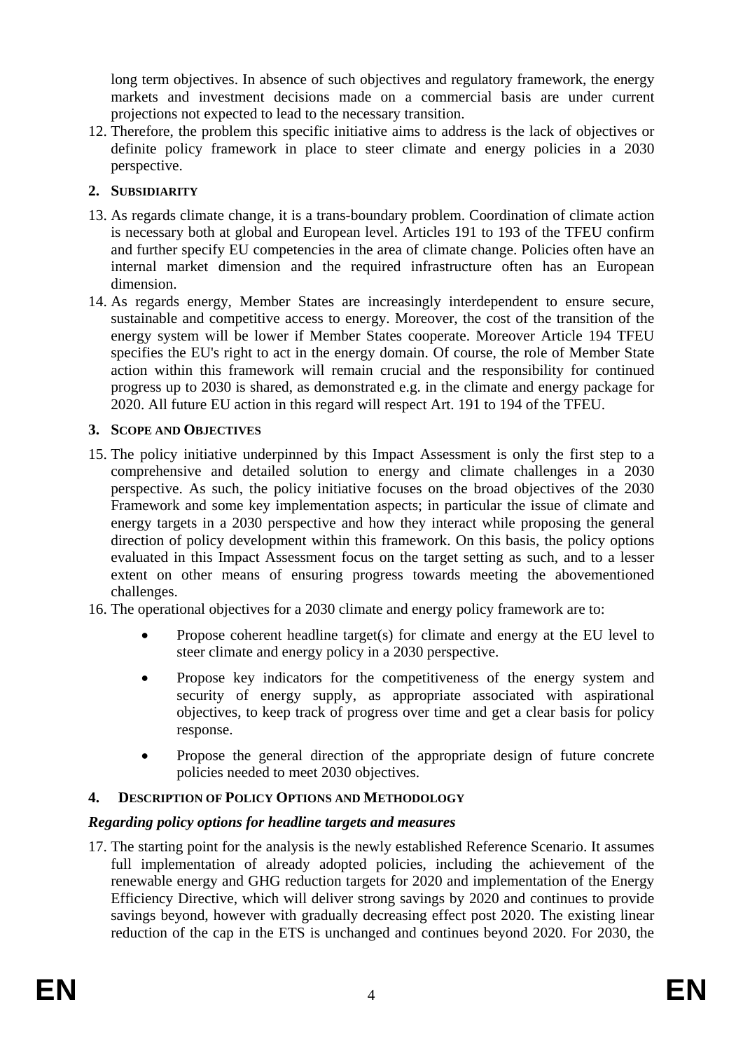long term objectives. In absence of such objectives and regulatory framework, the energy markets and investment decisions made on a commercial basis are under current projections not expected to lead to the necessary transition.

12. Therefore, the problem this specific initiative aims to address is the lack of objectives or definite policy framework in place to steer climate and energy policies in a 2030 perspective.

## 2. SUBSIDIARITY

13. As regards climate change, it is a trans-boundary problem. Coordination of climate action is necessary both at global and European level. Articles 191 to 193 of the TFEU confirm and further specify EU competencies in the area of climate change. Policies often have an internal market dimension and the required infrastructure often has an European dimension.

14. As regards energy, Member States are increasingly interdependent to ensure secure, sustainable and competitive access to energy. Moreover, the cost of the transition of the energy system will be lower if Member States cooperate. Moreover Article 194 TFEU specifies the EU's right to act in the energy domain. Of course, the role of Member State action within this framework will remain crucial and the responsibility for continued progress up to 2030 is shared, as demonstrated e.g. in the climate and energy package for 2020. All future EU action in this regard will respect Art. 191 to 194 of the TFEU.

## 3. SCOPE AND OBJECTIVES

15. The policy initiative underpinned by this Impact Assessment is only the first step to a comprehensive and detailed solution to energy and climate challenges in a 2030 perspective. As such, the policy initiative focuses on the broad objectives of the 2030 Framework and some key implementation aspects; in particular the issue of climate and energy targets in a 2030 perspective and how they interact while proposing the general direction of policy development within this framework. On this basis, the policy options evaluated in this Impact Assessment focus on the target setting as such, and to a lesser extent on other means of ensuring progress towards meeting the abovementioned challenges.

16. The operational objectives for a 2030 climate and energy policy framework are to:

    - Propose coherent headline target(s) for climate and energy at the EU level to steer climate and energy policy in a 2030 perspective.
    - Propose key indicators for the competitiveness of the energy system and security of energy supply, as appropriate associated with aspirational objectives, to keep track of progress over time and get a clear basis for policy response.
    - Propose the general direction of the appropriate design of future concrete policies needed to meet 2030 objectives.

## 4. DESCRIPTION OF POLICY OPTIONS AND METHODOLOGY

### *Regarding policy options for headline targets and measures*

17. The starting point for the analysis is the newly established Reference Scenario. It assumes full implementation of already adopted policies, including the achievement of the renewable energy and GHG reduction targets for 2020 and implementation of the Energy Efficiency Directive, which will deliver strong savings by 2020 and continues to provide savings beyond, however with gradually decreasing effect post 2020. The existing linear reduction of the cap in the ETS is unchanged and continues beyond 2020. For 2030, the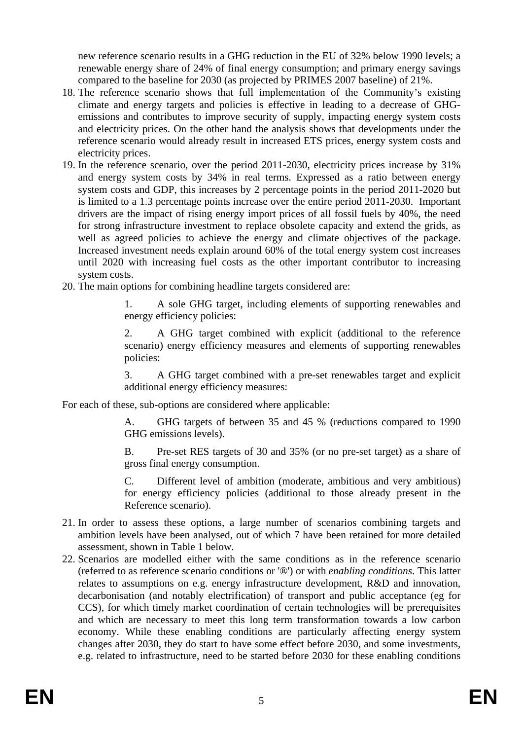new reference scenario results in a GHG reduction in the EU of 32% below 1990 levels; a renewable energy share of 24% of final energy consumption; and primary energy savings compared to the baseline for 2030 (as projected by PRIMES 2007 baseline) of 21%.

18. The reference scenario shows that full implementation of the Community's existing climate and energy targets and policies is effective in leading to a decrease of GHG-emissions and contributes to improve security of supply, impacting energy system costs and electricity prices. On the other hand the analysis shows that developments under the reference scenario would already result in increased ETS prices, energy system costs and electricity prices.
19. In the reference scenario, over the period 2011-2030, electricity prices increase by 31% and energy system costs by 34% in real terms. Expressed as a ratio between energy system costs and GDP, this increases by 2 percentage points in the period 2011-2020 but is limited to a 1.3 percentage points increase over the entire period 2011-2030. Important drivers are the impact of rising energy import prices of all fossil fuels by 40%, the need for strong infrastructure investment to replace obsolete capacity and extend the grids, as well as agreed policies to achieve the energy and climate objectives of the package. Increased investment needs explain around 60% of the total energy system cost increases until 2020 with increasing fuel costs as the other important contributor to increasing system costs.
20. The main options for combining headline targets considered are:

    1. A sole GHG target, including elements of supporting renewables and energy efficiency policies:

    2. A GHG target combined with explicit (additional to the reference scenario) energy efficiency measures and elements of supporting renewables policies:

    3. A GHG target combined with a pre-set renewables target and explicit additional energy efficiency measures:

For each of these, sub-options are considered where applicable:

> A. GHG targets of between 35 and 45 % (reductions compared to 1990 GHG emissions levels).
>
> B. Pre-set RES targets of 30 and 35% (or no pre-set target) as a share of gross final energy consumption.
>
> C. Different level of ambition (moderate, ambitious and very ambitious) for energy efficiency policies (additional to those already present in the Reference scenario).

21. In order to assess these options, a large number of scenarios combining targets and ambition levels have been analysed, out of which 7 have been retained for more detailed assessment, shown in Table 1 below.
22. Scenarios are modelled either with the same conditions as in the reference scenario (referred to as reference scenario conditions or '®') or with *enabling conditions*. This latter relates to assumptions on e.g. energy infrastructure development, R&D and innovation, decarbonisation (and notably electrification) of transport and public acceptance (eg for CCS), for which timely market coordination of certain technologies will be prerequisites and which are necessary to meet this long term transformation towards a low carbon economy. While these enabling conditions are particularly affecting energy system changes after 2030, they do start to have some effect before 2030, and some investments, e.g. related to infrastructure, need to be started before 2030 for these enabling conditions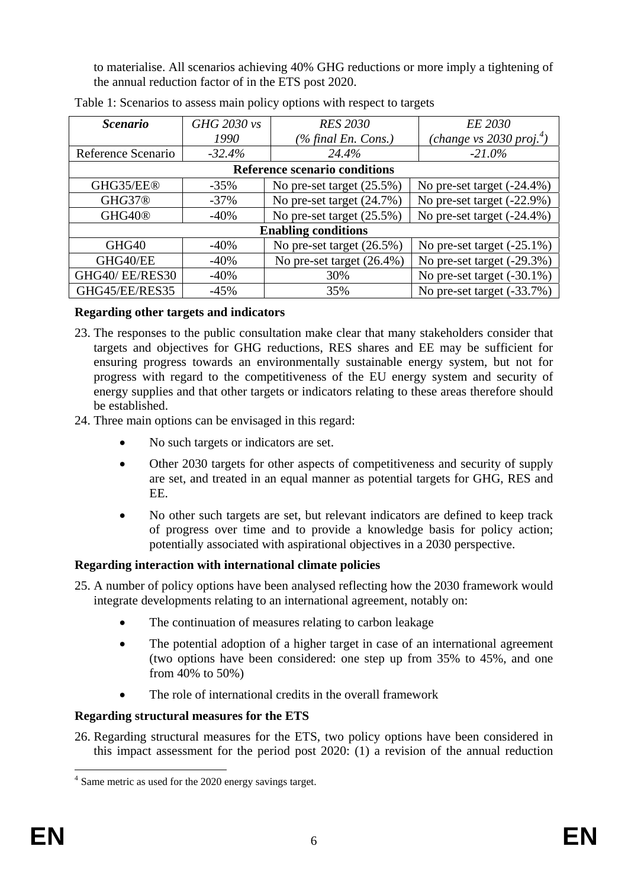to materialise. All scenarios achieving 40% GHG reductions or more imply a tightening of the annual reduction factor of in the ETS post 2020.

Table 1: Scenarios to assess main policy options with respect to targets

| *Scenario* | *GHG 2030 vs 1990* | *RES 2030 (% final En. Cons.)* | *EE 2030 (change vs 2030 proj.[4])* |
|---|---|---|---|
| Reference Scenario | *-32.4%* | *24.4%* | *-21.0%* |
| **Reference scenario conditions** | | | |
| GHG35/EE® | -35% | No pre-set target (25.5%) | No pre-set target (-24.4%) |
| GHG37® | -37% | No pre-set target (24.7%) | No pre-set target (-22.9%) |
| GHG40® | -40% | No pre-set target (25.5%) | No pre-set target (-24.4%) |
| **Enabling conditions** | | | |
| GHG40 | -40% | No pre-set target (26.5%) | No pre-set target (-25.1%) |
| GHG40/EE | -40% | No pre-set target (26.4%) | No pre-set target (-29.3%) |
| GHG40/ EE/RES30 | -40% | 30% | No pre-set target (-30.1%) |
| GHG45/EE/RES35 | -45% | 35% | No pre-set target (-33.7%) |

**Regarding other targets and indicators**

23. The responses to the public consultation make clear that many stakeholders consider that targets and objectives for GHG reductions, RES shares and EE may be sufficient for ensuring progress towards an environmentally sustainable energy system, but not for progress with regard to the competitiveness of the EU energy system and security of energy supplies and that other targets or indicators relating to these areas therefore should be established.

24. Three main options can be envisaged in this regard:

    - No such targets or indicators are set.
    - Other 2030 targets for other aspects of competitiveness and security of supply are set, and treated in an equal manner as potential targets for GHG, RES and EE.
    - No other such targets are set, but relevant indicators are defined to keep track of progress over time and to provide a knowledge basis for policy action; potentially associated with aspirational objectives in a 2030 perspective.

**Regarding interaction with international climate policies**

25. A number of policy options have been analysed reflecting how the 2030 framework would integrate developments relating to an international agreement, notably on:

    - The continuation of measures relating to carbon leakage
    - The potential adoption of a higher target in case of an international agreement (two options have been considered: one step up from 35% to 45%, and one from 40% to 50%)
    - The role of international credits in the overall framework

**Regarding structural measures for the ETS**

26. Regarding structural measures for the ETS, two policy options have been considered in this impact assessment for the period post 2020: (1) a revision of the annual reduction

[4] Same metric as used for the 2020 energy savings target.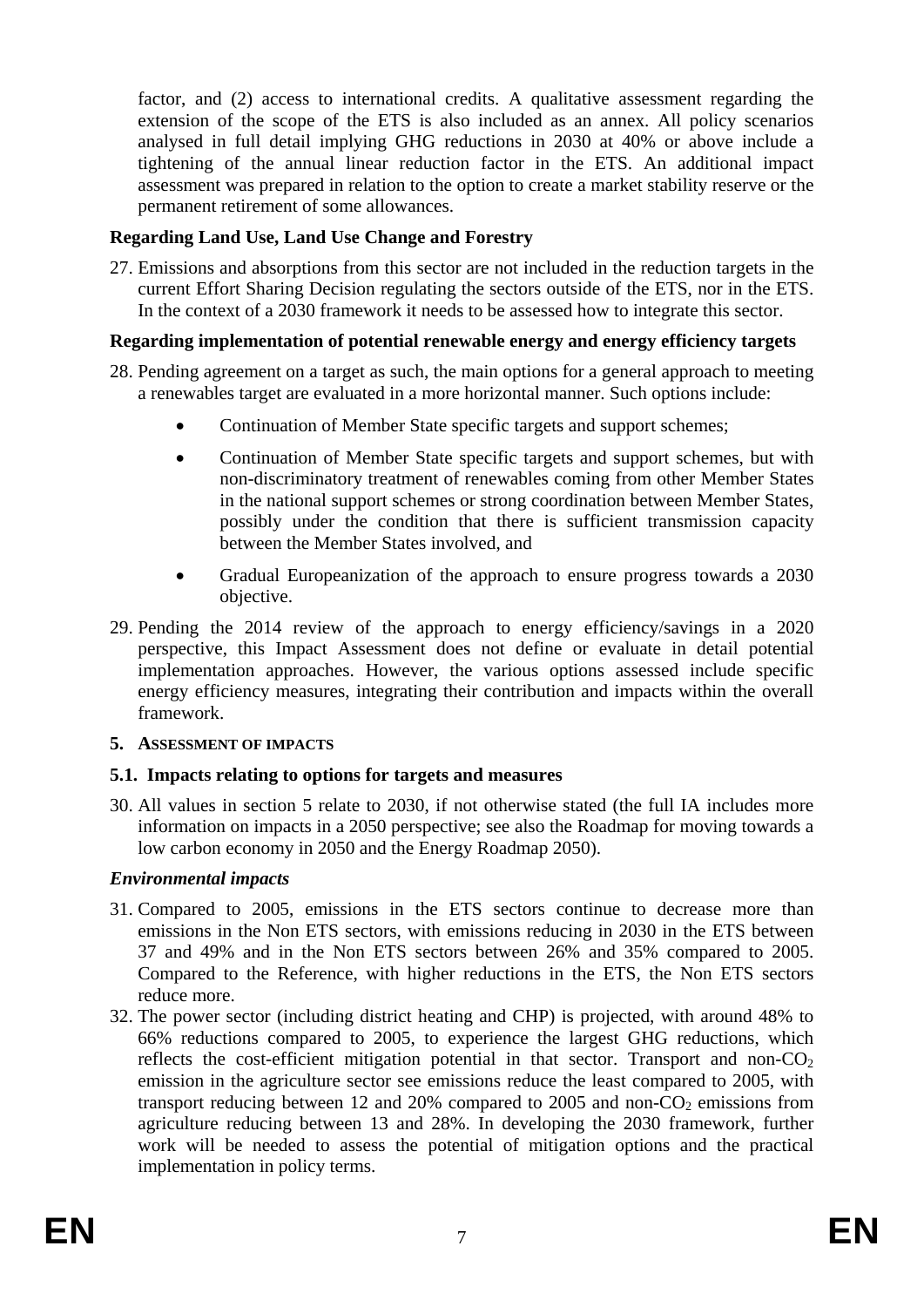factor, and (2) access to international credits. A qualitative assessment regarding the extension of the scope of the ETS is also included as an annex. All policy scenarios analysed in full detail implying GHG reductions in 2030 at 40% or above include a tightening of the annual linear reduction factor in the ETS. An additional impact assessment was prepared in relation to the option to create a market stability reserve or the permanent retirement of some allowances.

**Regarding Land Use, Land Use Change and Forestry**

27. Emissions and absorptions from this sector are not included in the reduction targets in the current Effort Sharing Decision regulating the sectors outside of the ETS, nor in the ETS. In the context of a 2030 framework it needs to be assessed how to integrate this sector.

**Regarding implementation of potential renewable energy and energy efficiency targets**

28. Pending agreement on a target as such, the main options for a general approach to meeting a renewables target are evaluated in a more horizontal manner. Such options include:

    - Continuation of Member State specific targets and support schemes;
    - Continuation of Member State specific targets and support schemes, but with non-discriminatory treatment of renewables coming from other Member States in the national support schemes or strong coordination between Member States, possibly under the condition that there is sufficient transmission capacity between the Member States involved, and
    - Gradual Europeanization of the approach to ensure progress towards a 2030 objective.

29. Pending the 2014 review of the approach to energy efficiency/savings in a 2020 perspective, this Impact Assessment does not define or evaluate in detail potential implementation approaches. However, the various options assessed include specific energy efficiency measures, integrating their contribution and impacts within the overall framework.

## 5. Assessment of impacts

### 5.1. Impacts relating to options for targets and measures

30. All values in section 5 relate to 2030, if not otherwise stated (the full IA includes more information on impacts in a 2050 perspective; see also the Roadmap for moving towards a low carbon economy in 2050 and the Energy Roadmap 2050).

***Environmental impacts***

31. Compared to 2005, emissions in the ETS sectors continue to decrease more than emissions in the Non ETS sectors, with emissions reducing in 2030 in the ETS between 37 and 49% and in the Non ETS sectors between 26% and 35% compared to 2005. Compared to the Reference, with higher reductions in the ETS, the Non ETS sectors reduce more.

32. The power sector (including district heating and CHP) is projected, with around 48% to 66% reductions compared to 2005, to experience the largest GHG reductions, which reflects the cost-efficient mitigation potential in that sector. Transport and non-$CO_2$ emission in the agriculture sector see emissions reduce the least compared to 2005, with transport reducing between 12 and 20% compared to 2005 and non-$CO_2$ emissions from agriculture reducing between 13 and 28%. In developing the 2030 framework, further work will be needed to assess the potential of mitigation options and the practical implementation in policy terms.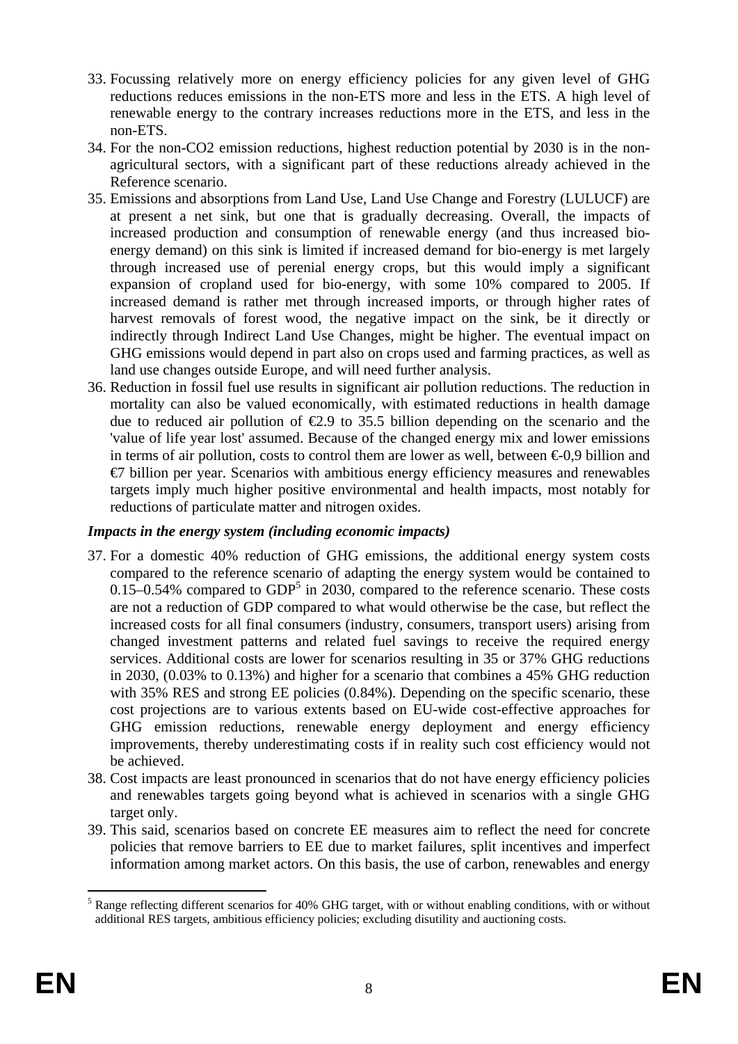33. Focussing relatively more on energy efficiency policies for any given level of GHG reductions reduces emissions in the non-ETS more and less in the ETS. A high level of renewable energy to the contrary increases reductions more in the ETS, and less in the non-ETS.
34. For the non-CO2 emission reductions, highest reduction potential by 2030 is in the non-agricultural sectors, with a significant part of these reductions already achieved in the Reference scenario.
35. Emissions and absorptions from Land Use, Land Use Change and Forestry (LULUCF) are at present a net sink, but one that is gradually decreasing. Overall, the impacts of increased production and consumption of renewable energy (and thus increased bio-energy demand) on this sink is limited if increased demand for bio-energy is met largely through increased use of perenial energy crops, but this would imply a significant expansion of cropland used for bio-energy, with some 10% compared to 2005. If increased demand is rather met through increased imports, or through higher rates of harvest removals of forest wood, the negative impact on the sink, be it directly or indirectly through Indirect Land Use Changes, might be higher. The eventual impact on GHG emissions would depend in part also on crops used and farming practices, as well as land use changes outside Europe, and will need further analysis.
36. Reduction in fossil fuel use results in significant air pollution reductions. The reduction in mortality can also be valued economically, with estimated reductions in health damage due to reduced air pollution of €2.9 to 35.5 billion depending on the scenario and the 'value of life year lost' assumed. Because of the changed energy mix and lower emissions in terms of air pollution, costs to control them are lower as well, between €-0,9 billion and €7 billion per year. Scenarios with ambitious energy efficiency measures and renewables targets imply much higher positive environmental and health impacts, most notably for reductions of particulate matter and nitrogen oxides.

***Impacts in the energy system (including economic impacts)***

37. For a domestic 40% reduction of GHG emissions, the additional energy system costs compared to the reference scenario of adapting the energy system would be contained to 0.15–0.54% compared to GDP[5] in 2030, compared to the reference scenario. These costs are not a reduction of GDP compared to what would otherwise be the case, but reflect the increased costs for all final consumers (industry, consumers, transport users) arising from changed investment patterns and related fuel savings to receive the required energy services. Additional costs are lower for scenarios resulting in 35 or 37% GHG reductions in 2030, (0.03% to 0.13%) and higher for a scenario that combines a 45% GHG reduction with 35% RES and strong EE policies (0.84%). Depending on the specific scenario, these cost projections are to various extents based on EU-wide cost-effective approaches for GHG emission reductions, renewable energy deployment and energy efficiency improvements, thereby underestimating costs if in reality such cost efficiency would not be achieved.
38. Cost impacts are least pronounced in scenarios that do not have energy efficiency policies and renewables targets going beyond what is achieved in scenarios with a single GHG target only.
39. This said, scenarios based on concrete EE measures aim to reflect the need for concrete policies that remove barriers to EE due to market failures, split incentives and imperfect information among market actors. On this basis, the use of carbon, renewables and energy

[5] Range reflecting different scenarios for 40% GHG target, with or without enabling conditions, with or without additional RES targets, ambitious efficiency policies; excluding disutility and auctioning costs.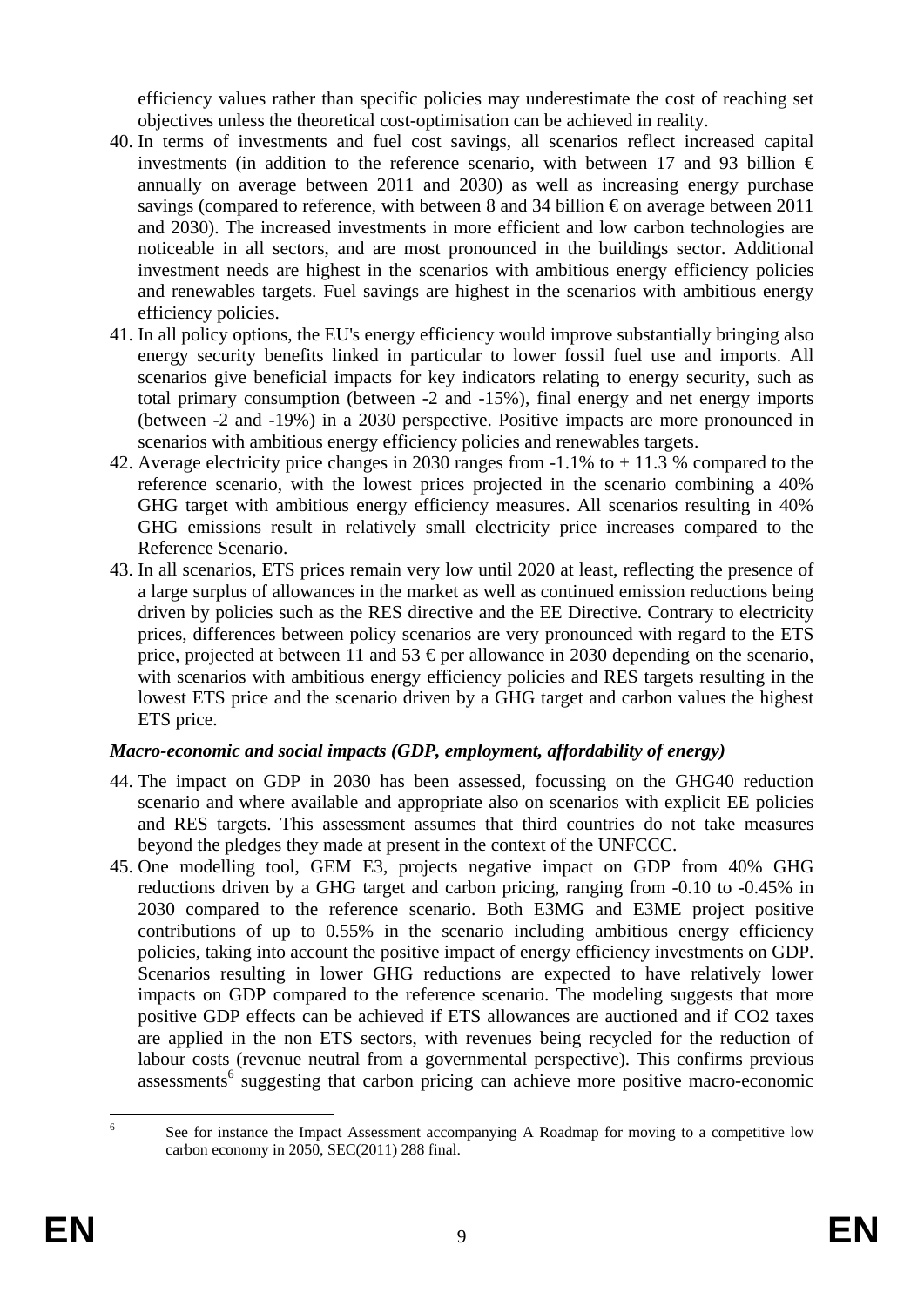efficiency values rather than specific policies may underestimate the cost of reaching set objectives unless the theoretical cost-optimisation can be achieved in reality.

40. In terms of investments and fuel cost savings, all scenarios reflect increased capital investments (in addition to the reference scenario, with between 17 and 93 billion € annually on average between 2011 and 2030) as well as increasing energy purchase savings (compared to reference, with between 8 and 34 billion € on average between 2011 and 2030). The increased investments in more efficient and low carbon technologies are noticeable in all sectors, and are most pronounced in the buildings sector. Additional investment needs are highest in the scenarios with ambitious energy efficiency policies and renewables targets. Fuel savings are highest in the scenarios with ambitious energy efficiency policies.
41. In all policy options, the EU's energy efficiency would improve substantially bringing also energy security benefits linked in particular to lower fossil fuel use and imports. All scenarios give beneficial impacts for key indicators relating to energy security, such as total primary consumption (between -2 and -15%), final energy and net energy imports (between -2 and -19%) in a 2030 perspective. Positive impacts are more pronounced in scenarios with ambitious energy efficiency policies and renewables targets.
42. Average electricity price changes in 2030 ranges from -1.1% to + 11.3 % compared to the reference scenario, with the lowest prices projected in the scenario combining a 40% GHG target with ambitious energy efficiency measures. All scenarios resulting in 40% GHG emissions result in relatively small electricity price increases compared to the Reference Scenario.
43. In all scenarios, ETS prices remain very low until 2020 at least, reflecting the presence of a large surplus of allowances in the market as well as continued emission reductions being driven by policies such as the RES directive and the EE Directive. Contrary to electricity prices, differences between policy scenarios are very pronounced with regard to the ETS price, projected at between 11 and 53 € per allowance in 2030 depending on the scenario, with scenarios with ambitious energy efficiency policies and RES targets resulting in the lowest ETS price and the scenario driven by a GHG target and carbon values the highest ETS price.

### *Macro-economic and social impacts (GDP, employment, affordability of energy)*

44. The impact on GDP in 2030 has been assessed, focussing on the GHG40 reduction scenario and where available and appropriate also on scenarios with explicit EE policies and RES targets. This assessment assumes that third countries do not take measures beyond the pledges they made at present in the context of the UNFCCC.
45. One modelling tool, GEM E3, projects negative impact on GDP from 40% GHG reductions driven by a GHG target and carbon pricing, ranging from -0.10 to -0.45% in 2030 compared to the reference scenario. Both E3MG and E3ME project positive contributions of up to 0.55% in the scenario including ambitious energy efficiency policies, taking into account the positive impact of energy efficiency investments on GDP. Scenarios resulting in lower GHG reductions are expected to have relatively lower impacts on GDP compared to the reference scenario. The modeling suggests that more positive GDP effects can be achieved if ETS allowances are auctioned and if $CO_2$ taxes are applied in the non ETS sectors, with revenues being recycled for the reduction of labour costs (revenue neutral from a governmental perspective). This confirms previous assessments[6] suggesting that carbon pricing can achieve more positive macro-economic

[6] See for instance the Impact Assessment accompanying A Roadmap for moving to a competitive low carbon economy in 2050, SEC(2011) 288 final.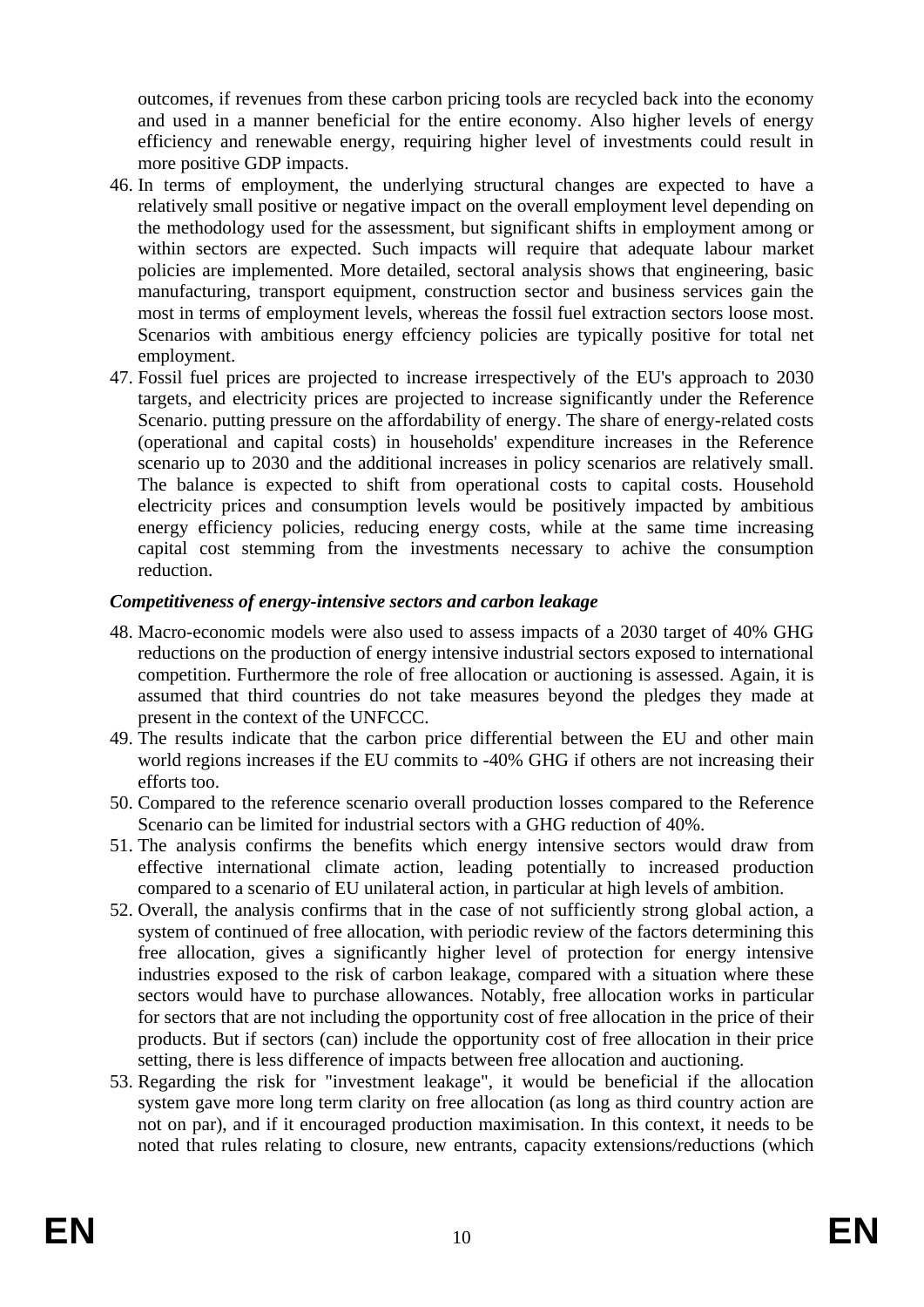outcomes, if revenues from these carbon pricing tools are recycled back into the economy and used in a manner beneficial for the entire economy. Also higher levels of energy efficiency and renewable energy, requiring higher level of investments could result in more positive GDP impacts.

46. In terms of employment, the underlying structural changes are expected to have a relatively small positive or negative impact on the overall employment level depending on the methodology used for the assessment, but significant shifts in employment among or within sectors are expected. Such impacts will require that adequate labour market policies are implemented. More detailed, sectoral analysis shows that engineering, basic manufacturing, transport equipment, construction sector and business services gain the most in terms of employment levels, whereas the fossil fuel extraction sectors loose most. Scenarios with ambitious energy effciency policies are typically positive for total net employment.
47. Fossil fuel prices are projected to increase irrespectively of the EU's approach to 2030 targets, and electricity prices are projected to increase significantly under the Reference Scenario. putting pressure on the affordability of energy. The share of energy-related costs (operational and capital costs) in households' expenditure increases in the Reference scenario up to 2030 and the additional increases in policy scenarios are relatively small. The balance is expected to shift from operational costs to capital costs. Household electricity prices and consumption levels would be positively impacted by ambitious energy efficiency policies, reducing energy costs, while at the same time increasing capital cost stemming from the investments necessary to achive the consumption reduction.

***Competitiveness of energy-intensive sectors and carbon leakage***

48. Macro-economic models were also used to assess impacts of a 2030 target of 40% GHG reductions on the production of energy intensive industrial sectors exposed to international competition. Furthermore the role of free allocation or auctioning is assessed. Again, it is assumed that third countries do not take measures beyond the pledges they made at present in the context of the UNFCCC.
49. The results indicate that the carbon price differential between the EU and other main world regions increases if the EU commits to -40% GHG if others are not increasing their efforts too.
50. Compared to the reference scenario overall production losses compared to the Reference Scenario can be limited for industrial sectors with a GHG reduction of 40%.
51. The analysis confirms the benefits which energy intensive sectors would draw from effective international climate action, leading potentially to increased production compared to a scenario of EU unilateral action, in particular at high levels of ambition.
52. Overall, the analysis confirms that in the case of not sufficiently strong global action, a system of continued of free allocation, with periodic review of the factors determining this free allocation, gives a significantly higher level of protection for energy intensive industries exposed to the risk of carbon leakage, compared with a situation where these sectors would have to purchase allowances. Notably, free allocation works in particular for sectors that are not including the opportunity cost of free allocation in the price of their products. But if sectors (can) include the opportunity cost of free allocation in their price setting, there is less difference of impacts between free allocation and auctioning.
53. Regarding the risk for "investment leakage", it would be beneficial if the allocation system gave more long term clarity on free allocation (as long as third country action are not on par), and if it encouraged production maximisation. In this context, it needs to be noted that rules relating to closure, new entrants, capacity extensions/reductions (which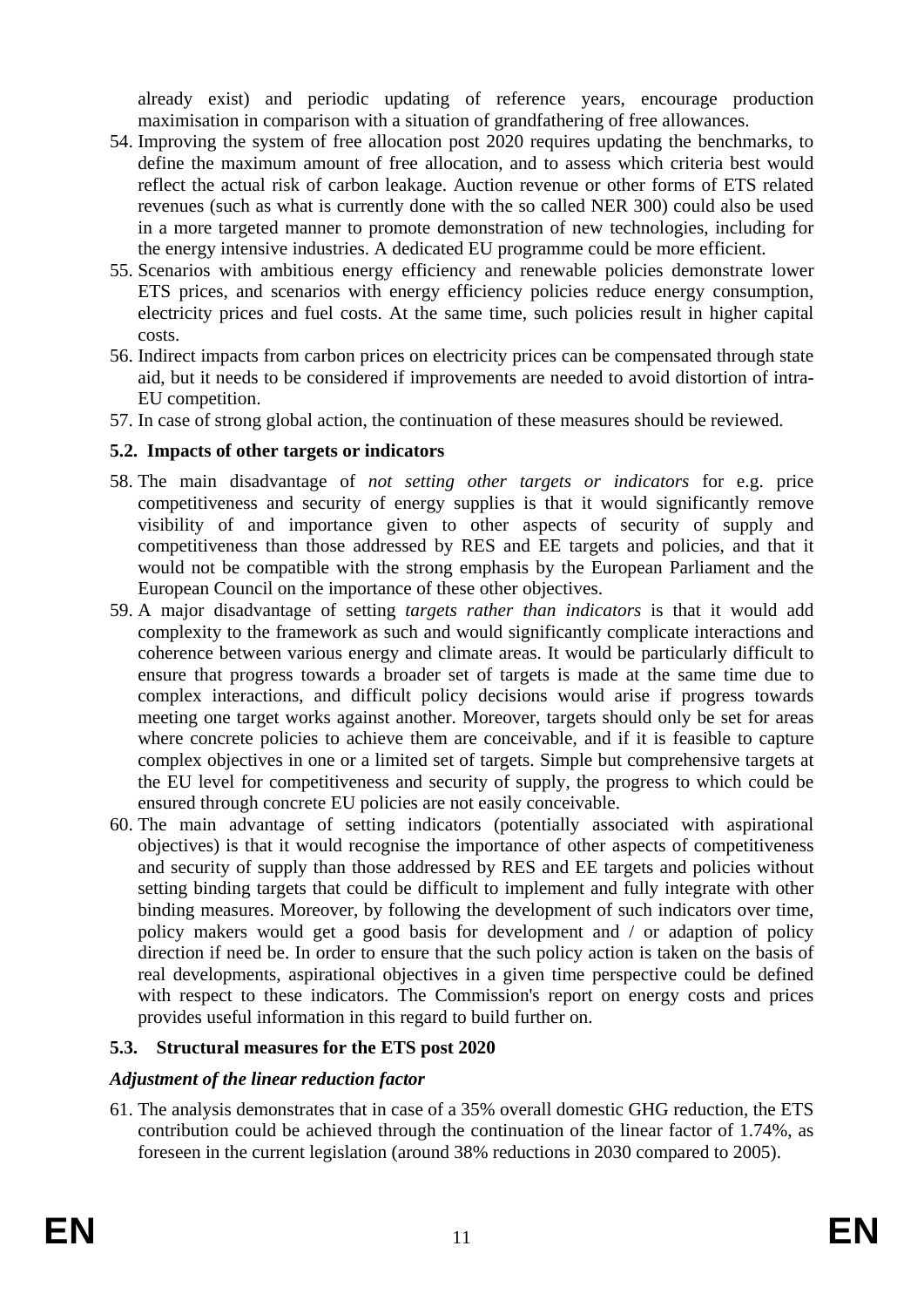already exist) and periodic updating of reference years, encourage production maximisation in comparison with a situation of grandfathering of free allowances.

54. Improving the system of free allocation post 2020 requires updating the benchmarks, to define the maximum amount of free allocation, and to assess which criteria best would reflect the actual risk of carbon leakage. Auction revenue or other forms of ETS related revenues (such as what is currently done with the so called NER 300) could also be used in a more targeted manner to promote demonstration of new technologies, including for the energy intensive industries. A dedicated EU programme could be more efficient.
55. Scenarios with ambitious energy efficiency and renewable policies demonstrate lower ETS prices, and scenarios with energy efficiency policies reduce energy consumption, electricity prices and fuel costs. At the same time, such policies result in higher capital costs.
56. Indirect impacts from carbon prices on electricity prices can be compensated through state aid, but it needs to be considered if improvements are needed to avoid distortion of intra-EU competition.
57. In case of strong global action, the continuation of these measures should be reviewed.

## 5.2. Impacts of other targets or indicators

58. The main disadvantage of *not setting other targets or indicators* for e.g. price competitiveness and security of energy supplies is that it would significantly remove visibility of and importance given to other aspects of security of supply and competitiveness than those addressed by RES and EE targets and policies, and that it would not be compatible with the strong emphasis by the European Parliament and the European Council on the importance of these other objectives.
59. A major disadvantage of setting *targets rather than indicators* is that it would add complexity to the framework as such and would significantly complicate interactions and coherence between various energy and climate areas. It would be particularly difficult to ensure that progress towards a broader set of targets is made at the same time due to complex interactions, and difficult policy decisions would arise if progress towards meeting one target works against another. Moreover, targets should only be set for areas where concrete policies to achieve them are conceivable, and if it is feasible to capture complex objectives in one or a limited set of targets. Simple but comprehensive targets at the EU level for competitiveness and security of supply, the progress to which could be ensured through concrete EU policies are not easily conceivable.
60. The main advantage of setting indicators (potentially associated with aspirational objectives) is that it would recognise the importance of other aspects of competitiveness and security of supply than those addressed by RES and EE targets and policies without setting binding targets that could be difficult to implement and fully integrate with other binding measures. Moreover, by following the development of such indicators over time, policy makers would get a good basis for development and / or adaption of policy direction if need be. In order to ensure that the such policy action is taken on the basis of real developments, aspirational objectives in a given time perspective could be defined with respect to these indicators. The Commission's report on energy costs and prices provides useful information in this regard to build further on.

## 5.3. Structural measures for the ETS post 2020

### *Adjustment of the linear reduction factor*

61. The analysis demonstrates that in case of a 35% overall domestic GHG reduction, the ETS contribution could be achieved through the continuation of the linear factor of 1.74%, as foreseen in the current legislation (around 38% reductions in 2030 compared to 2005).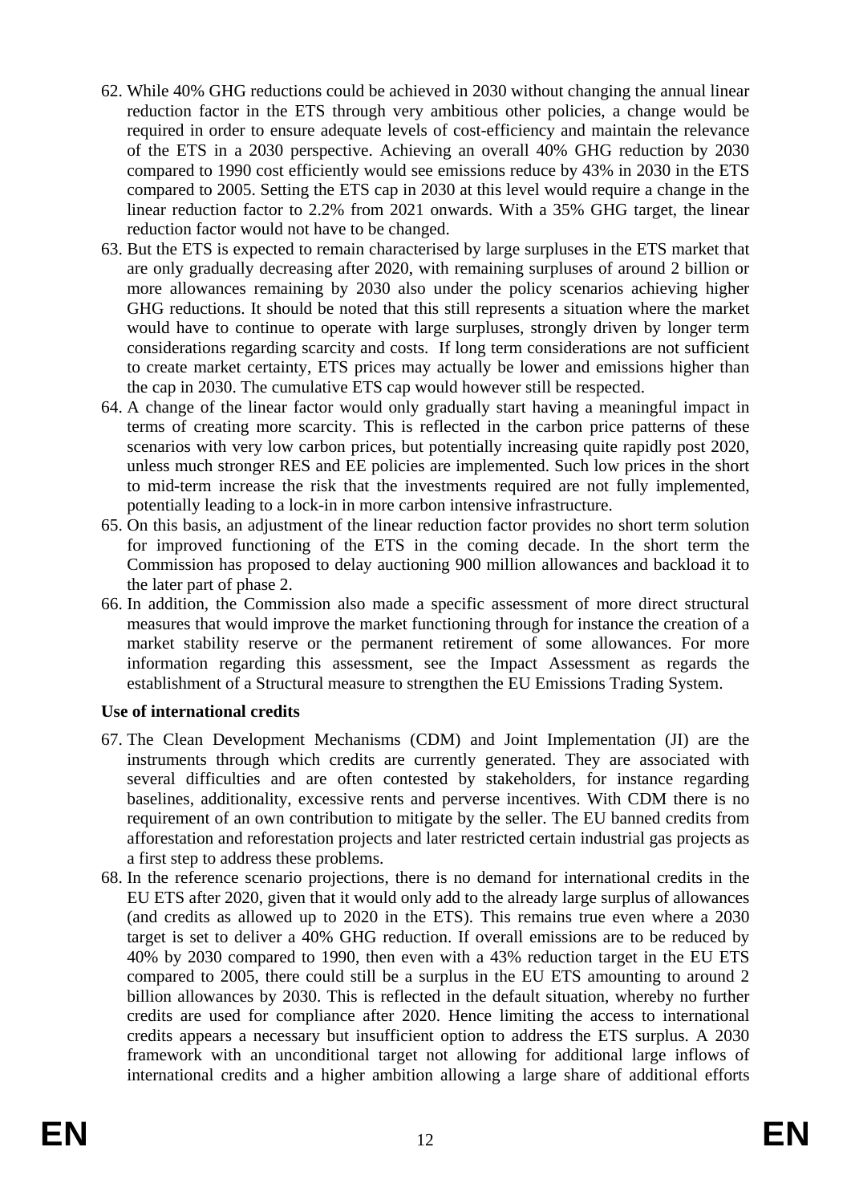62. While 40% GHG reductions could be achieved in 2030 without changing the annual linear reduction factor in the ETS through very ambitious other policies, a change would be required in order to ensure adequate levels of cost-efficiency and maintain the relevance of the ETS in a 2030 perspective. Achieving an overall 40% GHG reduction by 2030 compared to 1990 cost efficiently would see emissions reduce by 43% in 2030 in the ETS compared to 2005. Setting the ETS cap in 2030 at this level would require a change in the linear reduction factor to 2.2% from 2021 onwards. With a 35% GHG target, the linear reduction factor would not have to be changed.
63. But the ETS is expected to remain characterised by large surpluses in the ETS market that are only gradually decreasing after 2020, with remaining surpluses of around 2 billion or more allowances remaining by 2030 also under the policy scenarios achieving higher GHG reductions. It should be noted that this still represents a situation where the market would have to continue to operate with large surpluses, strongly driven by longer term considerations regarding scarcity and costs. If long term considerations are not sufficient to create market certainty, ETS prices may actually be lower and emissions higher than the cap in 2030. The cumulative ETS cap would however still be respected.
64. A change of the linear factor would only gradually start having a meaningful impact in terms of creating more scarcity. This is reflected in the carbon price patterns of these scenarios with very low carbon prices, but potentially increasing quite rapidly post 2020, unless much stronger RES and EE policies are implemented. Such low prices in the short to mid-term increase the risk that the investments required are not fully implemented, potentially leading to a lock-in in more carbon intensive infrastructure.
65. On this basis, an adjustment of the linear reduction factor provides no short term solution for improved functioning of the ETS in the coming decade. In the short term the Commission has proposed to delay auctioning 900 million allowances and backload it to the later part of phase 2.
66. In addition, the Commission also made a specific assessment of more direct structural measures that would improve the market functioning through for instance the creation of a market stability reserve or the permanent retirement of some allowances. For more information regarding this assessment, see the Impact Assessment as regards the establishment of a Structural measure to strengthen the EU Emissions Trading System.

**Use of international credits**

67. The Clean Development Mechanisms (CDM) and Joint Implementation (JI) are the instruments through which credits are currently generated. They are associated with several difficulties and are often contested by stakeholders, for instance regarding baselines, additionality, excessive rents and perverse incentives. With CDM there is no requirement of an own contribution to mitigate by the seller. The EU banned credits from afforestation and reforestation projects and later restricted certain industrial gas projects as a first step to address these problems.
68. In the reference scenario projections, there is no demand for international credits in the EU ETS after 2020, given that it would only add to the already large surplus of allowances (and credits as allowed up to 2020 in the ETS). This remains true even where a 2030 target is set to deliver a 40% GHG reduction. If overall emissions are to be reduced by 40% by 2030 compared to 1990, then even with a 43% reduction target in the EU ETS compared to 2005, there could still be a surplus in the EU ETS amounting to around 2 billion allowances by 2030. This is reflected in the default situation, whereby no further credits are used for compliance after 2020. Hence limiting the access to international credits appears a necessary but insufficient option to address the ETS surplus. A 2030 framework with an unconditional target not allowing for additional large inflows of international credits and a higher ambition allowing a large share of additional efforts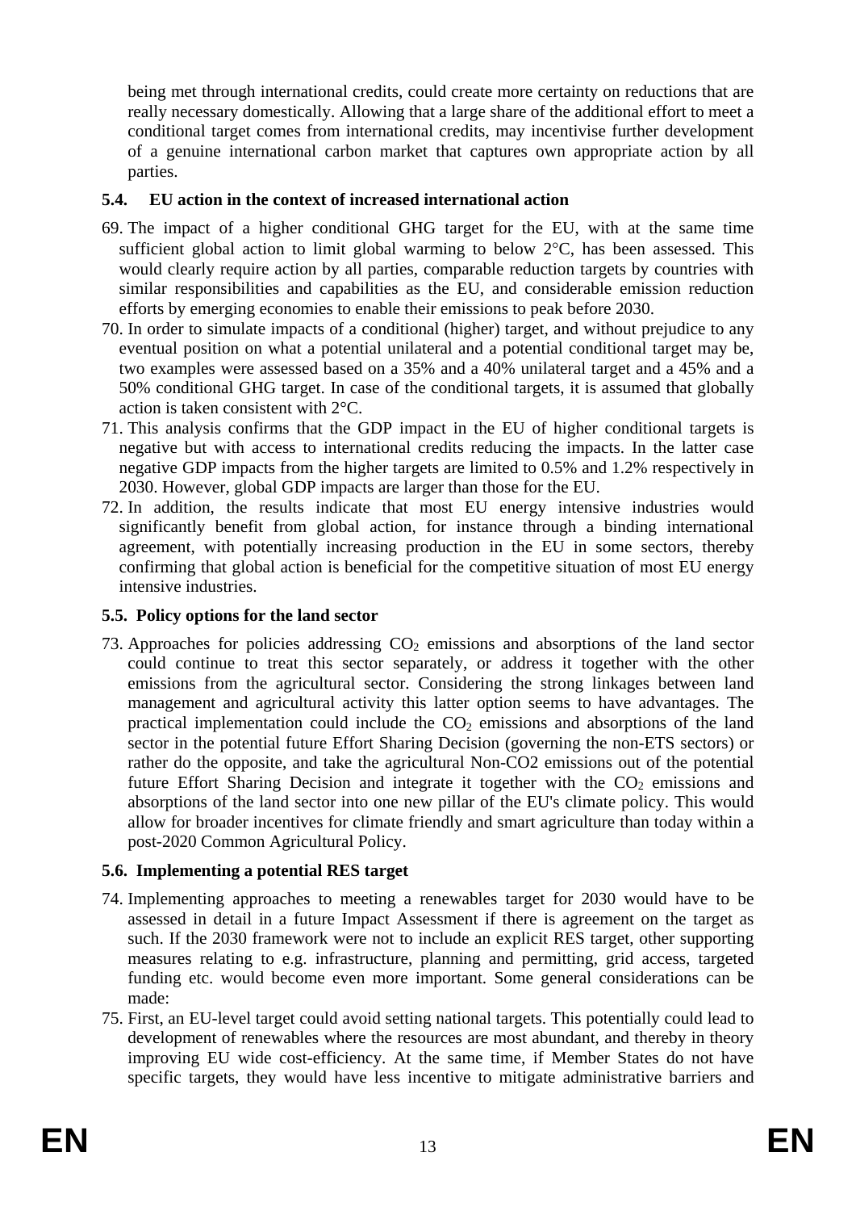being met through international credits, could create more certainty on reductions that are really necessary domestically. Allowing that a large share of the additional effort to meet a conditional target comes from international credits, may incentivise further development of a genuine international carbon market that captures own appropriate action by all parties.

### 5.4. EU action in the context of increased international action

69. The impact of a higher conditional GHG target for the EU, with at the same time sufficient global action to limit global warming to below 2°C, has been assessed. This would clearly require action by all parties, comparable reduction targets by countries with similar responsibilities and capabilities as the EU, and considerable emission reduction efforts by emerging economies to enable their emissions to peak before 2030.
70. In order to simulate impacts of a conditional (higher) target, and without prejudice to any eventual position on what a potential unilateral and a potential conditional target may be, two examples were assessed based on a 35% and a 40% unilateral target and a 45% and a 50% conditional GHG target. In case of the conditional targets, it is assumed that globally action is taken consistent with 2°C.
71. This analysis confirms that the GDP impact in the EU of higher conditional targets is negative but with access to international credits reducing the impacts. In the latter case negative GDP impacts from the higher targets are limited to 0.5% and 1.2% respectively in 2030. However, global GDP impacts are larger than those for the EU.
72. In addition, the results indicate that most EU energy intensive industries would significantly benefit from global action, for instance through a binding international agreement, with potentially increasing production in the EU in some sectors, thereby confirming that global action is beneficial for the competitive situation of most EU energy intensive industries.

### 5.5. Policy options for the land sector

73. Approaches for policies addressing $CO_2$ emissions and absorptions of the land sector could continue to treat this sector separately, or address it together with the other emissions from the agricultural sector. Considering the strong linkages between land management and agricultural activity this latter option seems to have advantages. The practical implementation could include the $CO_2$ emissions and absorptions of the land sector in the potential future Effort Sharing Decision (governing the non-ETS sectors) or rather do the opposite, and take the agricultural Non-CO2 emissions out of the potential future Effort Sharing Decision and integrate it together with the $CO_2$ emissions and absorptions of the land sector into one new pillar of the EU's climate policy. This would allow for broader incentives for climate friendly and smart agriculture than today within a post-2020 Common Agricultural Policy.

### 5.6. Implementing a potential RES target

74. Implementing approaches to meeting a renewables target for 2030 would have to be assessed in detail in a future Impact Assessment if there is agreement on the target as such. If the 2030 framework were not to include an explicit RES target, other supporting measures relating to e.g. infrastructure, planning and permitting, grid access, targeted funding etc. would become even more important. Some general considerations can be made:
75. First, an EU-level target could avoid setting national targets. This potentially could lead to development of renewables where the resources are most abundant, and thereby in theory improving EU wide cost-efficiency. At the same time, if Member States do not have specific targets, they would have less incentive to mitigate administrative barriers and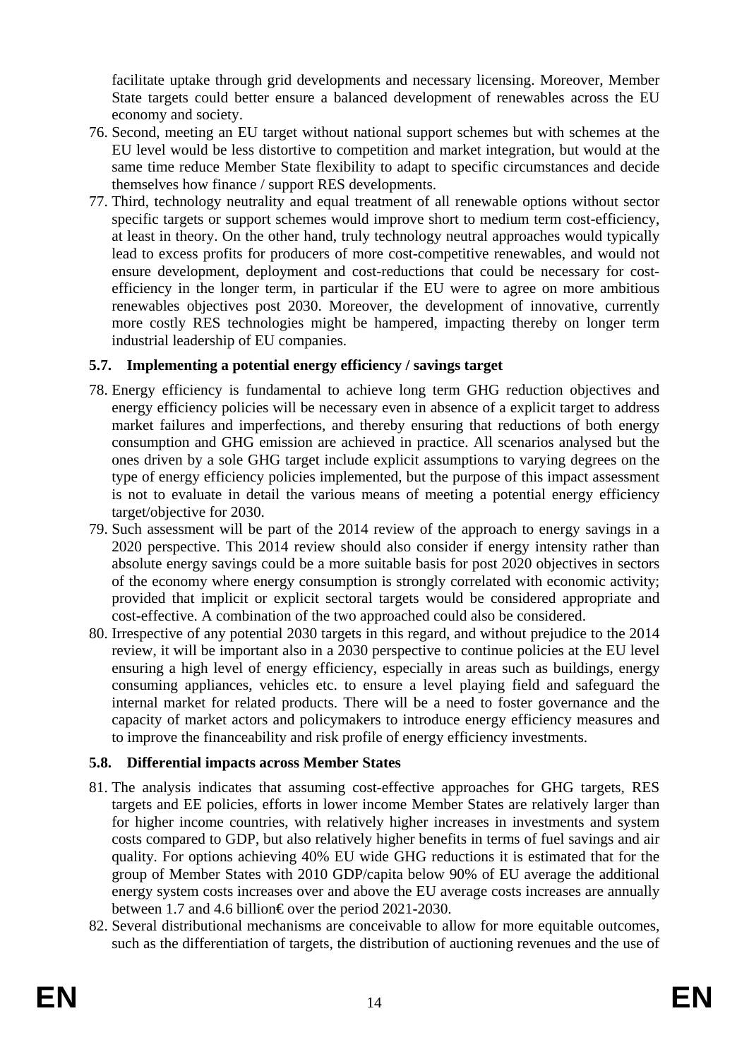facilitate uptake through grid developments and necessary licensing. Moreover, Member State targets could better ensure a balanced development of renewables across the EU economy and society.

76. Second, meeting an EU target without national support schemes but with schemes at the EU level would be less distortive to competition and market integration, but would at the same time reduce Member State flexibility to adapt to specific circumstances and decide themselves how finance / support RES developments.
77. Third, technology neutrality and equal treatment of all renewable options without sector specific targets or support schemes would improve short to medium term cost-efficiency, at least in theory. On the other hand, truly technology neutral approaches would typically lead to excess profits for producers of more cost-competitive renewables, and would not ensure development, deployment and cost-reductions that could be necessary for cost-efficiency in the longer term, in particular if the EU were to agree on more ambitious renewables objectives post 2030. Moreover, the development of innovative, currently more costly RES technologies might be hampered, impacting thereby on longer term industrial leadership of EU companies.

### 5.7. Implementing a potential energy efficiency / savings target

78. Energy efficiency is fundamental to achieve long term GHG reduction objectives and energy efficiency policies will be necessary even in absence of a explicit target to address market failures and imperfections, and thereby ensuring that reductions of both energy consumption and GHG emission are achieved in practice. All scenarios analysed but the ones driven by a sole GHG target include explicit assumptions to varying degrees on the type of energy efficiency policies implemented, but the purpose of this impact assessment is not to evaluate in detail the various means of meeting a potential energy efficiency target/objective for 2030.
79. Such assessment will be part of the 2014 review of the approach to energy savings in a 2020 perspective. This 2014 review should also consider if energy intensity rather than absolute energy savings could be a more suitable basis for post 2020 objectives in sectors of the economy where energy consumption is strongly correlated with economic activity; provided that implicit or explicit sectoral targets would be considered appropriate and cost-effective. A combination of the two approached could also be considered.
80. Irrespective of any potential 2030 targets in this regard, and without prejudice to the 2014 review, it will be important also in a 2030 perspective to continue policies at the EU level ensuring a high level of energy efficiency, especially in areas such as buildings, energy consuming appliances, vehicles etc. to ensure a level playing field and safeguard the internal market for related products. There will be a need to foster governance and the capacity of market actors and policymakers to introduce energy efficiency measures and to improve the financeability and risk profile of energy efficiency investments.

### 5.8. Differential impacts across Member States

81. The analysis indicates that assuming cost-effective approaches for GHG targets, RES targets and EE policies, efforts in lower income Member States are relatively larger than for higher income countries, with relatively higher increases in investments and system costs compared to GDP, but also relatively higher benefits in terms of fuel savings and air quality. For options achieving 40% EU wide GHG reductions it is estimated that for the group of Member States with 2010 GDP/capita below 90% of EU average the additional energy system costs increases over and above the EU average costs increases are annually between 1.7 and 4.6 billion€ over the period 2021-2030.
82. Several distributional mechanisms are conceivable to allow for more equitable outcomes, such as the differentiation of targets, the distribution of auctioning revenues and the use of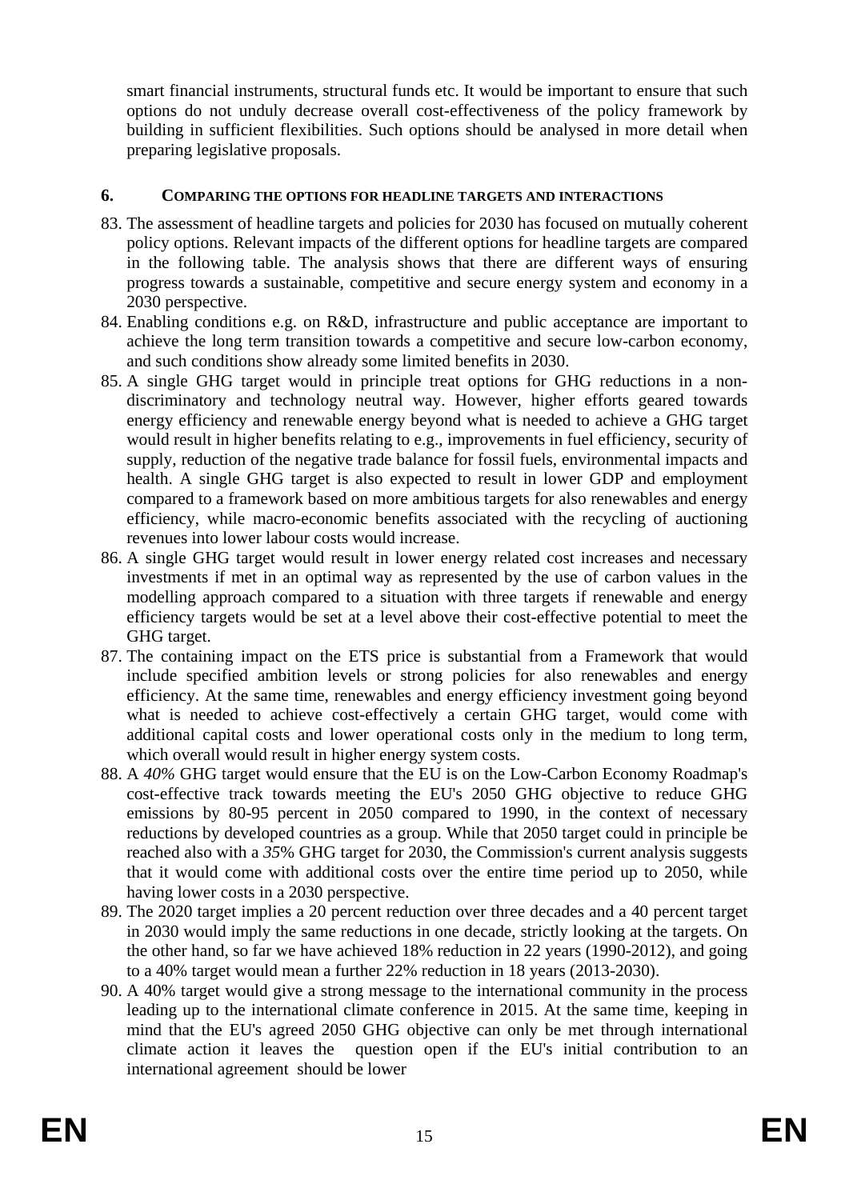smart financial instruments, structural funds etc. It would be important to ensure that such options do not unduly decrease overall cost-effectiveness of the policy framework by building in sufficient flexibilities. Such options should be analysed in more detail when preparing legislative proposals.

## 6. COMPARING THE OPTIONS FOR HEADLINE TARGETS AND INTERACTIONS

83. The assessment of headline targets and policies for 2030 has focused on mutually coherent policy options. Relevant impacts of the different options for headline targets are compared in the following table. The analysis shows that there are different ways of ensuring progress towards a sustainable, competitive and secure energy system and economy in a 2030 perspective.
84. Enabling conditions e.g. on R&D, infrastructure and public acceptance are important to achieve the long term transition towards a competitive and secure low-carbon economy, and such conditions show already some limited benefits in 2030.
85. A single GHG target would in principle treat options for GHG reductions in a non-discriminatory and technology neutral way. However, higher efforts geared towards energy efficiency and renewable energy beyond what is needed to achieve a GHG target would result in higher benefits relating to e.g., improvements in fuel efficiency, security of supply, reduction of the negative trade balance for fossil fuels, environmental impacts and health. A single GHG target is also expected to result in lower GDP and employment compared to a framework based on more ambitious targets for also renewables and energy efficiency, while macro-economic benefits associated with the recycling of auctioning revenues into lower labour costs would increase.
86. A single GHG target would result in lower energy related cost increases and necessary investments if met in an optimal way as represented by the use of carbon values in the modelling approach compared to a situation with three targets if renewable and energy efficiency targets would be set at a level above their cost-effective potential to meet the GHG target.
87. The containing impact on the ETS price is substantial from a Framework that would include specified ambition levels or strong policies for also renewables and energy efficiency. At the same time, renewables and energy efficiency investment going beyond what is needed to achieve cost-effectively a certain GHG target, would come with additional capital costs and lower operational costs only in the medium to long term, which overall would result in higher energy system costs.
88. A *40%* GHG target would ensure that the EU is on the Low-Carbon Economy Roadmap's cost-effective track towards meeting the EU's 2050 GHG objective to reduce GHG emissions by 80-95 percent in 2050 compared to 1990, in the context of necessary reductions by developed countries as a group. While that 2050 target could in principle be reached also with a *35*% GHG target for 2030, the Commission's current analysis suggests that it would come with additional costs over the entire time period up to 2050, while having lower costs in a 2030 perspective.
89. The 2020 target implies a 20 percent reduction over three decades and a 40 percent target in 2030 would imply the same reductions in one decade, strictly looking at the targets. On the other hand, so far we have achieved 18% reduction in 22 years (1990-2012), and going to a 40% target would mean a further 22% reduction in 18 years (2013-2030).
90. A 40% target would give a strong message to the international community in the process leading up to the international climate conference in 2015. At the same time, keeping in mind that the EU's agreed 2050 GHG objective can only be met through international climate action it leaves the question open if the EU's initial contribution to an international agreement should be lower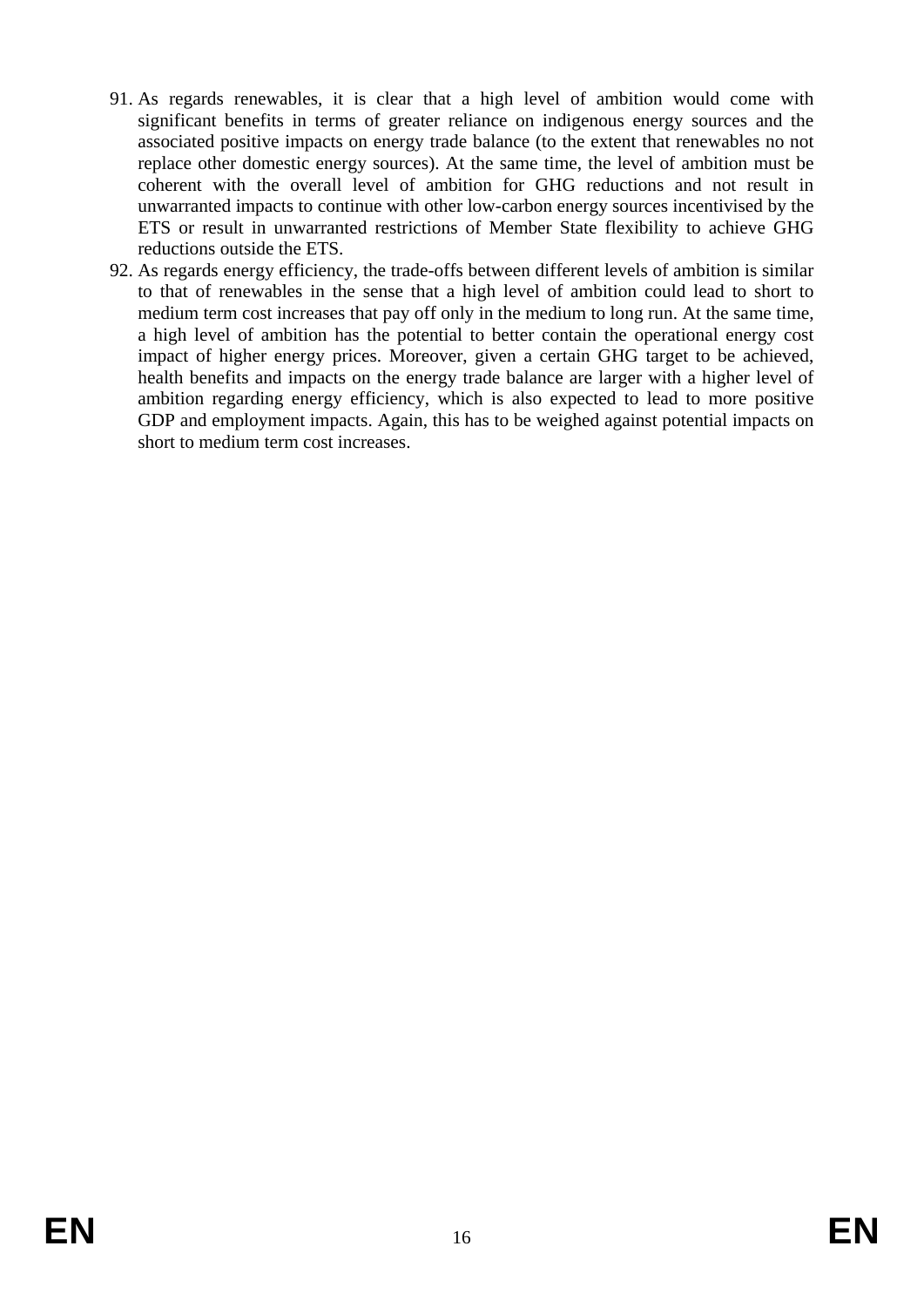91. As regards renewables, it is clear that a high level of ambition would come with significant benefits in terms of greater reliance on indigenous energy sources and the associated positive impacts on energy trade balance (to the extent that renewables no not replace other domestic energy sources). At the same time, the level of ambition must be coherent with the overall level of ambition for GHG reductions and not result in unwarranted impacts to continue with other low-carbon energy sources incentivised by the ETS or result in unwarranted restrictions of Member State flexibility to achieve GHG reductions outside the ETS.
92. As regards energy efficiency, the trade-offs between different levels of ambition is similar to that of renewables in the sense that a high level of ambition could lead to short to medium term cost increases that pay off only in the medium to long run. At the same time, a high level of ambition has the potential to better contain the operational energy cost impact of higher energy prices. Moreover, given a certain GHG target to be achieved, health benefits and impacts on the energy trade balance are larger with a higher level of ambition regarding energy efficiency, which is also expected to lead to more positive GDP and employment impacts. Again, this has to be weighed against potential impacts on short to medium term cost increases.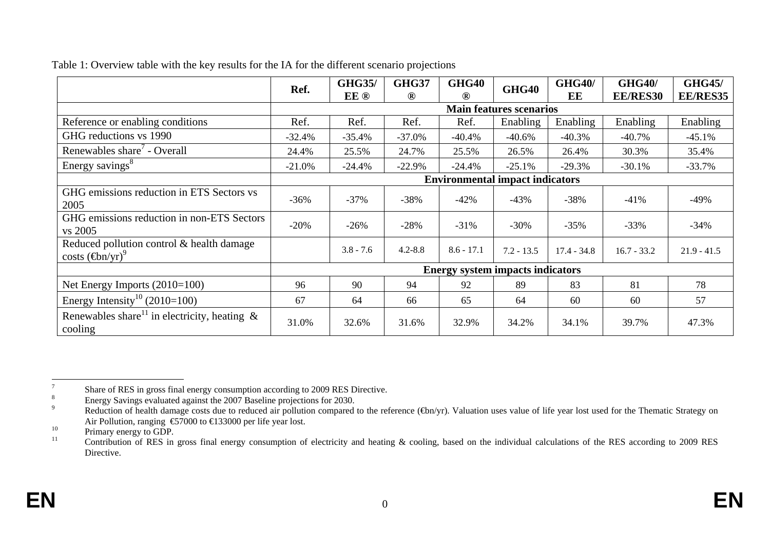Table 1: Overview table with the key results for the IA for the different scenario projections

| | Ref. | GHG35/ EE ® | GHG37 ® | GHG40 ® | GHG40 | GHG40/ EE | GHG40/ EE/RES30 | GHG45/ EE/RES35 |
|---|---|---|---|---|---|---|---|---|
| | **Main features scenarios** | | | | | | | |
| Reference or enabling conditions | Ref. | Ref. | Ref. | Ref. | Enabling | Enabling | Enabling | Enabling |
| GHG reductions vs 1990 | -32.4% | -35.4% | -37.0% | -40.4% | -40.6% | -40.3% | -40.7% | -45.1% |
| Renewables share[7] - Overall | 24.4% | 25.5% | 24.7% | 25.5% | 26.5% | 26.4% | 30.3% | 35.4% |
| Energy savings[8] | -21.0% | -24.4% | -22.9% | -24.4% | -25.1% | -29.3% | -30.1% | -33.7% |
| | **Environmental impact indicators** | | | | | | | |
| GHG emissions reduction in ETS Sectors vs 2005 | -36% | -37% | -38% | -42% | -43% | -38% | -41% | -49% |
| GHG emissions reduction in non-ETS Sectors vs 2005 | -20% | -26% | -28% | -31% | -30% | -35% | -33% | -34% |
| Reduced pollution control & health damage costs (€bn/yr)[9] | | 3.8 - 7.6 | 4.2-8.8 | 8.6 - 17.1 | 7.2 - 13.5 | 17.4 - 34.8 | 16.7 - 33.2 | 21.9 - 41.5 |
| | **Energy system impacts indicators** | | | | | | | |
| Net Energy Imports (2010=100) | 96 | 90 | 94 | 92 | 89 | 83 | 81 | 78 |
| Energy Intensity[10] (2010=100) | 67 | 64 | 66 | 65 | 64 | 60 | 60 | 57 |
| Renewables share[11] in electricity, heating & cooling | 31.0% | 32.6% | 31.6% | 32.9% | 34.2% | 34.1% | 39.7% | 47.3% |

[7] Share of RES in gross final energy consumption according to 2009 RES Directive.

[8] Energy Savings evaluated against the 2007 Baseline projections for 2030.

[9] Reduction of health damage costs due to reduced air pollution compared to the reference (€bn/yr). Valuation uses value of life year lost used for the Thematic Strategy on Air Pollution, ranging €57000 to €133000 per life year lost.

[10] Primary energy to GDP.

[11] Contribution of RES in gross final energy consumption of electricity and heating & cooling, based on the individual calculations of the RES according to 2009 RES Directive.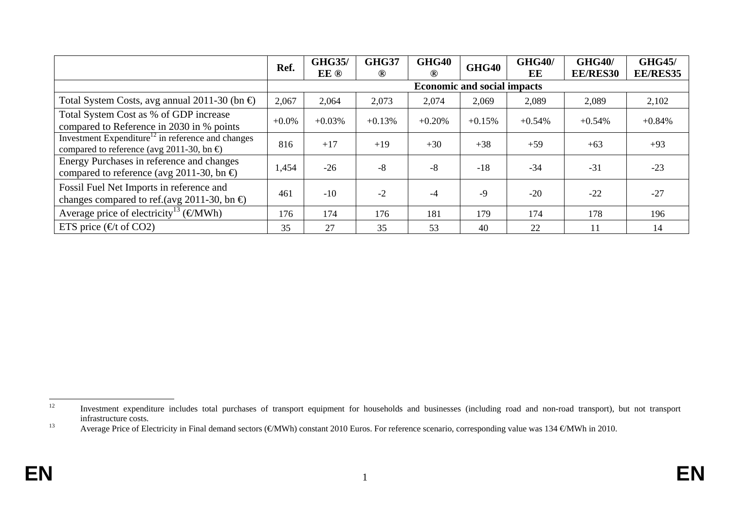| | Ref. | GHG35/ EE ® | GHG37 ® | GHG40 ® | GHG40 | GHG40/ EE | GHG40/ EE/RES30 | GHG45/ EE/RES35 |
|---|---|---|---|---|---|---|---|---|
| | **Economic and social impacts** | | | | | | | |
| Total System Costs, avg annual 2011-30 (bn €) | 2,067 | 2,064 | 2,073 | 2,074 | 2,069 | 2,089 | 2,089 | 2,102 |
| Total System Cost as % of GDP increase compared to Reference in 2030 in % points | +0.0% | +0.03% | +0.13% | +0.20% | +0.15% | +0.54% | +0.54% | +0.84% |
| Investment Expenditure[12] in reference and changes compared to reference (avg 2011-30, bn €) | 816 | +17 | +19 | +30 | +38 | +59 | +63 | +93 |
| Energy Purchases in reference and changes compared to reference (avg 2011-30, bn €) | 1,454 | -26 | -8 | -8 | -18 | -34 | -31 | -23 |
| Fossil Fuel Net Imports in reference and changes compared to ref.(avg 2011-30, bn €) | 461 | -10 | -2 | -4 | -9 | -20 | -22 | -27 |
| Average price of electricity[13] (€/MWh) | 176 | 174 | 176 | 181 | 179 | 174 | 178 | 196 |
| ETS price (€/t of CO2) | 35 | 27 | 35 | 53 | 40 | 22 | 11 | 14 |

[12] Investment expenditure includes total purchases of transport equipment for households and businesses (including road and non-road transport), but not transport infrastructure costs.

[13] Average Price of Electricity in Final demand sectors (€/MWh) constant 2010 Euros. For reference scenario, corresponding value was 134 €/MWh in 2010.